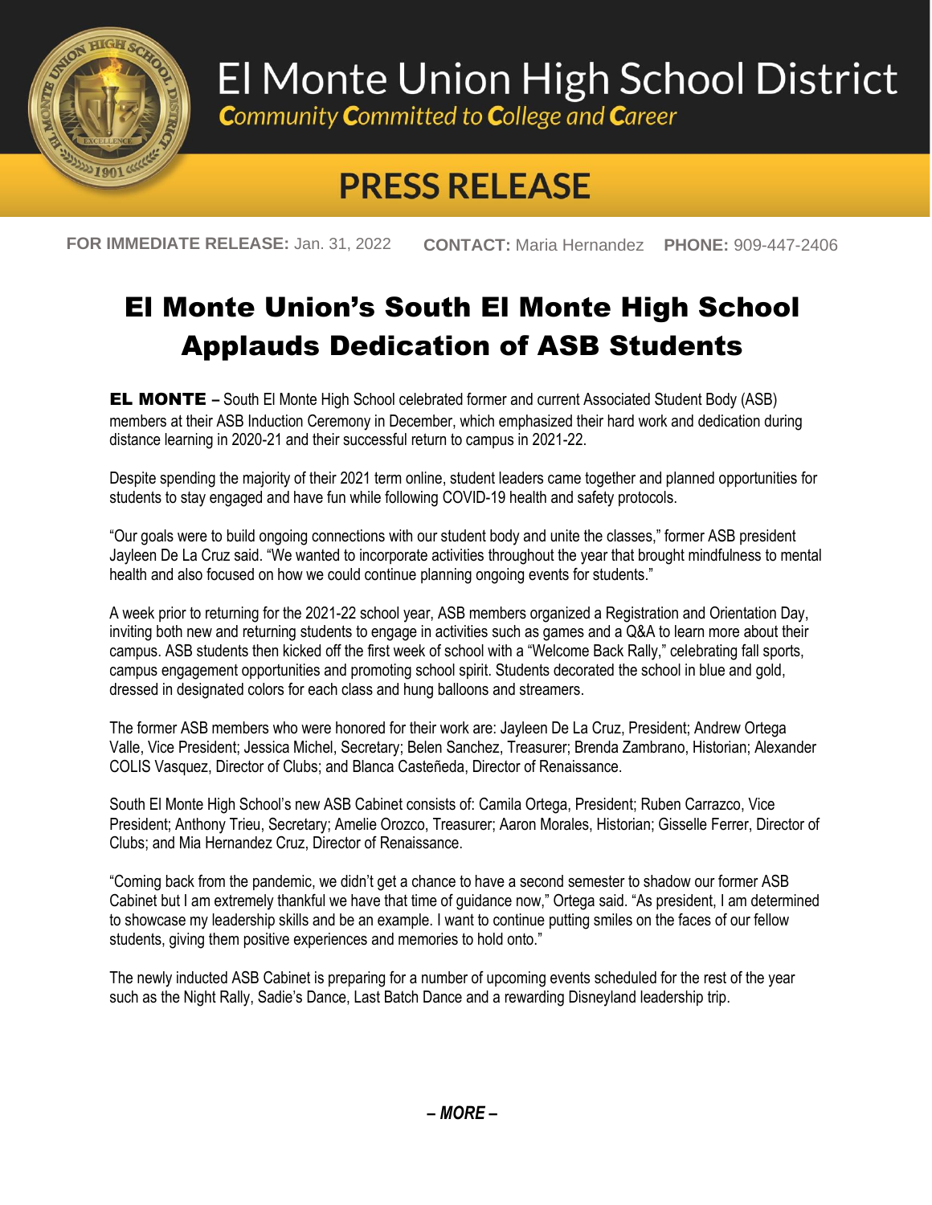# El Monte Union High School District

*Community Committed to College and Career*

## PRESS RELEASE

**FOR IMMEDIATE RELEASE:** Jan. 31, 2022 **CONTACT:** Maria Hernandez **PHONE:** 909-447-2406

# El Monte Union's South El Monte High School Applauds Dedication of ASB Students

**EL MONTE –** South El Monte High School celebrated former and current Associated Student Body (ASB) members at their ASB Induction Ceremony in December, which emphasized their hard work and dedication during distance learning in 2020-21 and their successful return to campus in 2021-22.

Despite spending the majority of their 2021 term online, student leaders came together and planned opportunities for students to stay engaged and have fun while following COVID-19 health and safety protocols.

"Our goals were to build ongoing connections with our student body and unite the classes," former ASB president Jayleen De La Cruz said. "We wanted to incorporate activities throughout the year that brought mindfulness to mental health and also focused on how we could continue planning ongoing events for students."

A week prior to returning for the 2021-22 school year, ASB members organized a Registration and Orientation Day, inviting both new and returning students to engage in activities such as games and a Q&A to learn more about their campus. ASB students then kicked off the first week of school with a "Welcome Back Rally," celebrating fall sports, campus engagement opportunities and promoting school spirit. Students decorated the school in blue and gold, dressed in designated colors for each class and hung balloons and streamers.

The former ASB members who were honored for their work are: Jayleen De La Cruz, President; Andrew Ortega Valle, Vice President; Jessica Michel, Secretary; Belen Sanchez, Treasurer; Brenda Zambrano, Historian; Alexander COLIS Vasquez, Director of Clubs; and Blanca Casteñeda, Director of Renaissance.

South El Monte High School's new ASB Cabinet consists of: Camila Ortega, President; Ruben Carrazco, Vice President; Anthony Trieu, Secretary; Amelie Orozco, Treasurer; Aaron Morales, Historian; Gisselle Ferrer, Director of Clubs; and Mia Hernandez Cruz, Director of Renaissance.

"Coming back from the pandemic, we didn't get a chance to have a second semester to shadow our former ASB Cabinet but I am extremely thankful we have that time of guidance now," Ortega said. "As president, I am determined to showcase my leadership skills and be an example. I want to continue putting smiles on the faces of our fellow students, giving them positive experiences and memories to hold onto."

The newly inducted ASB Cabinet is preparing for a number of upcoming events scheduled for the rest of the year such as the Night Rally, Sadie's Dance, Last Batch Dance and a rewarding Disneyland leadership trip.

***– MORE –***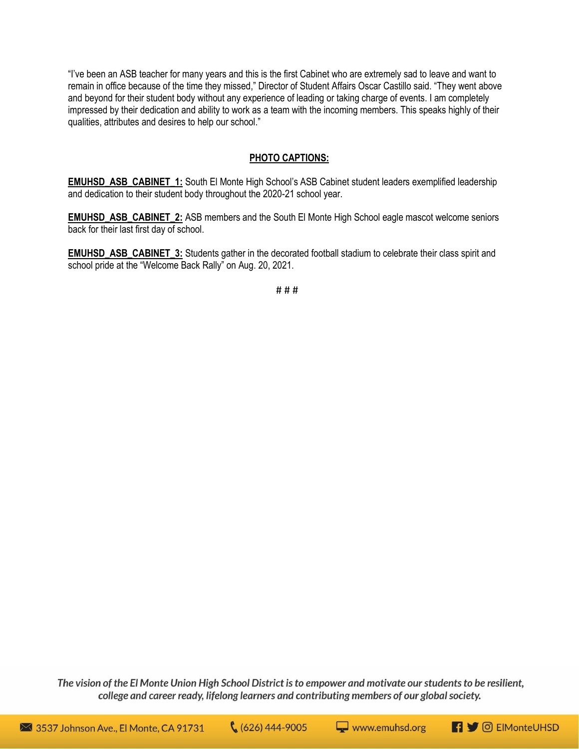"I've been an ASB teacher for many years and this is the first Cabinet who are extremely sad to leave and want to remain in office because of the time they missed," Director of Student Affairs Oscar Castillo said. "They went above and beyond for their student body without any experience of leading or taking charge of events. I am completely impressed by their dedication and ability to work as a team with the incoming members. This speaks highly of their qualities, attributes and desires to help our school."

**PHOTO CAPTIONS:**

**EMUHSD_ASB_CABINET_1:** South El Monte High School's ASB Cabinet student leaders exemplified leadership and dedication to their student body throughout the 2020-21 school year.

**EMUHSD_ASB_CABINET_2:** ASB members and the South El Monte High School eagle mascot welcome seniors back for their last first day of school.

**EMUHSD_ASB_CABINET_3:** Students gather in the decorated football stadium to celebrate their class spirit and school pride at the "Welcome Back Rally" on Aug. 20, 2021.

# # #

*The vision of the El Monte Union High School District is to empower and motivate our students to be resilient, college and career ready, lifelong learners and contributing members of our global society.*

3537 Johnson Ave., El Monte, CA 91731 | (626) 444-9005 | www.emuhsd.org | ElMonteUHSD